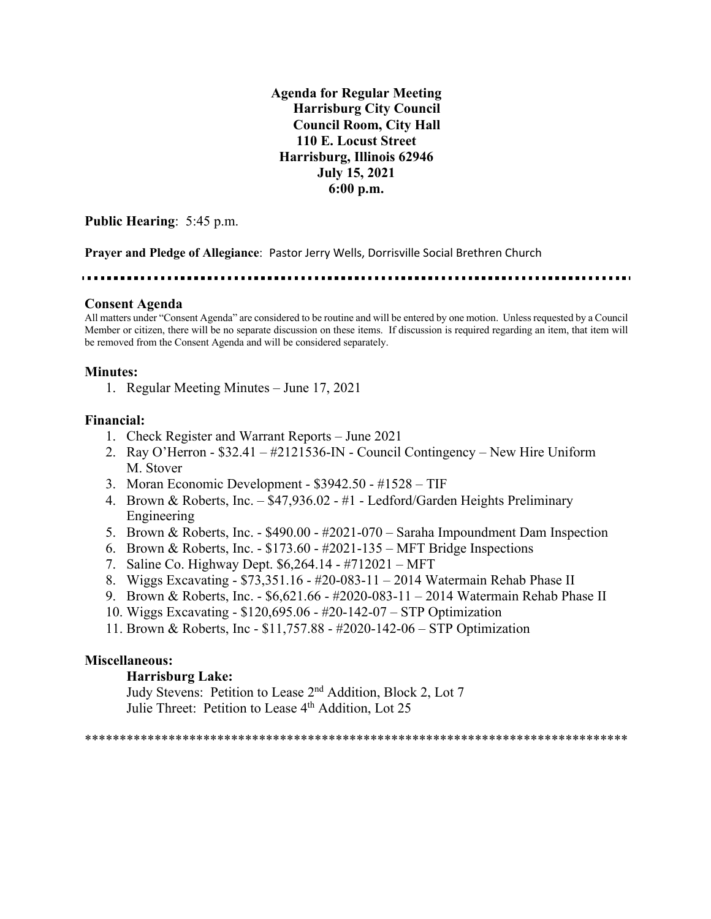**Agenda for Regular Meeting**
**Harrisburg City Council**
**Council Room, City Hall**
**110 E. Locust Street**
**Harrisburg, Illinois 62946**
**July 15, 2021**
**6:00 p.m.**

**Public Hearing**: 5:45 p.m.

**Prayer and Pledge of Allegiance**: Pastor Jerry Wells, Dorrisville Social Brethren Church

---

## Consent Agenda

All matters under "Consent Agenda" are considered to be routine and will be entered by one motion. Unless requested by a Council Member or citizen, there will be no separate discussion on these items. If discussion is required regarding an item, that item will be removed from the Consent Agenda and will be considered separately.

### Minutes:

1. Regular Meeting Minutes – June 17, 2021

### Financial:

1. Check Register and Warrant Reports – June 2021
2. Ray O'Herron - $32.41 – #2121536-IN - Council Contingency – New Hire Uniform M. Stover
3. Moran Economic Development - $3942.50 - #1528 – TIF
4. Brown & Roberts, Inc. – $47,936.02 - #1 - Ledford/Garden Heights Preliminary Engineering
5. Brown & Roberts, Inc. - $490.00 - #2021-070 – Saraha Impoundment Dam Inspection
6. Brown & Roberts, Inc. - $173.60 - #2021-135 – MFT Bridge Inspections
7. Saline Co. Highway Dept. $6,264.14 - #712021 – MFT
8. Wiggs Excavating - $73,351.16 - #20-083-11 – 2014 Watermain Rehab Phase II
9. Brown & Roberts, Inc. - $6,621.66 - #2020-083-11 – 2014 Watermain Rehab Phase II
10. Wiggs Excavating - $120,695.06 - #20-142-07 – STP Optimization
11. Brown & Roberts, Inc - $11,757.88 - #2020-142-06 – STP Optimization

### Miscellaneous:

**Harrisburg Lake:**

Judy Stevens: Petition to Lease 2nd Addition, Block 2, Lot 7
Julie Threet: Petition to Lease 4th Addition, Lot 25

********************************************************************************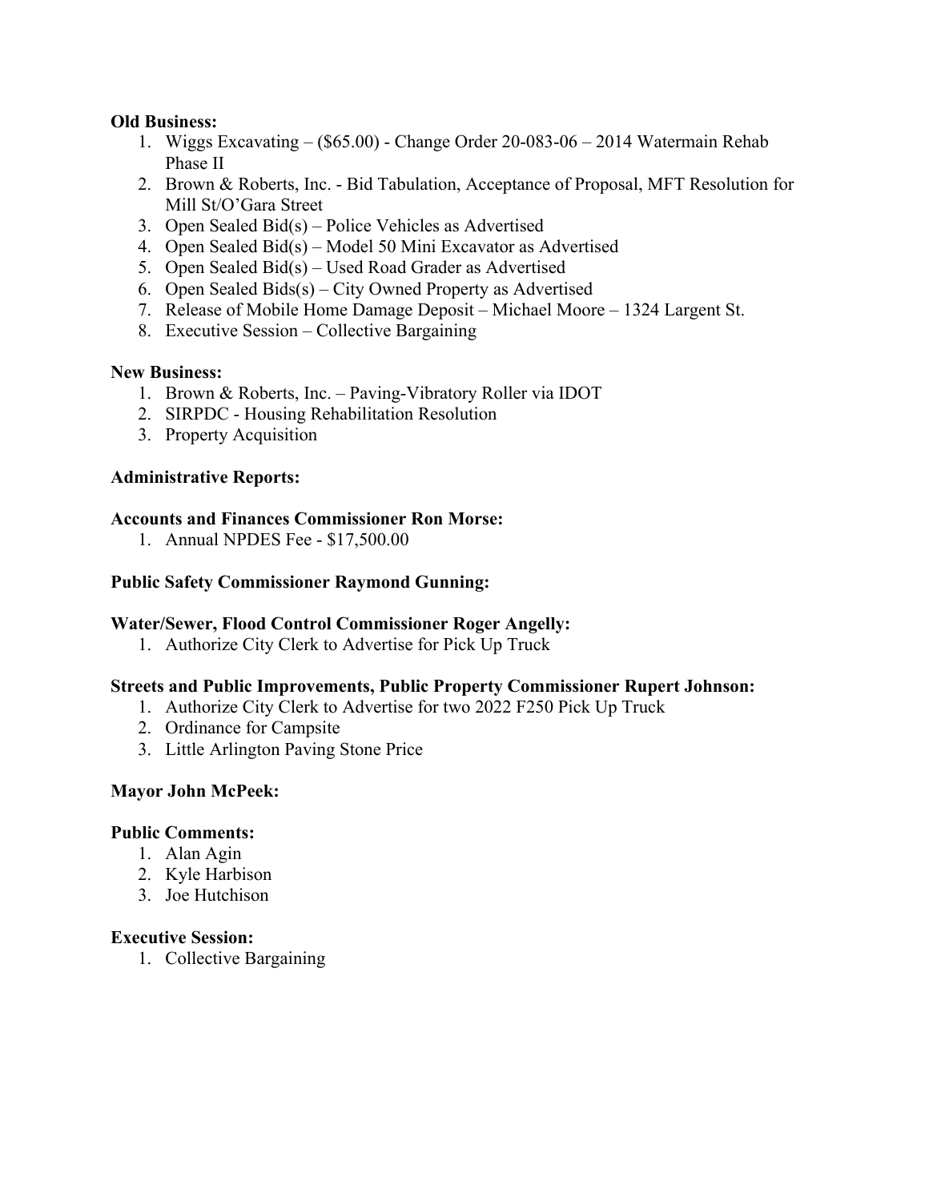**Old Business:**

1. Wiggs Excavating – ($65.00) - Change Order 20-083-06 – 2014 Watermain Rehab Phase II
2. Brown & Roberts, Inc. - Bid Tabulation, Acceptance of Proposal, MFT Resolution for Mill St/O'Gara Street
3. Open Sealed Bid(s) – Police Vehicles as Advertised
4. Open Sealed Bid(s) – Model 50 Mini Excavator as Advertised
5. Open Sealed Bid(s) – Used Road Grader as Advertised
6. Open Sealed Bids(s) – City Owned Property as Advertised
7. Release of Mobile Home Damage Deposit – Michael Moore – 1324 Largent St.
8. Executive Session – Collective Bargaining

**New Business:**

1. Brown & Roberts, Inc. – Paving-Vibratory Roller via IDOT
2. SIRPDC - Housing Rehabilitation Resolution
3. Property Acquisition

**Administrative Reports:**

**Accounts and Finances Commissioner Ron Morse:**

1. Annual NPDES Fee - $17,500.00

**Public Safety Commissioner Raymond Gunning:**

**Water/Sewer, Flood Control Commissioner Roger Angelly:**

1. Authorize City Clerk to Advertise for Pick Up Truck

**Streets and Public Improvements, Public Property Commissioner Rupert Johnson:**

1. Authorize City Clerk to Advertise for two 2022 F250 Pick Up Truck
2. Ordinance for Campsite
3. Little Arlington Paving Stone Price

**Mayor John McPeek:**

**Public Comments:**

1. Alan Agin
2. Kyle Harbison
3. Joe Hutchison

**Executive Session:**

1. Collective Bargaining